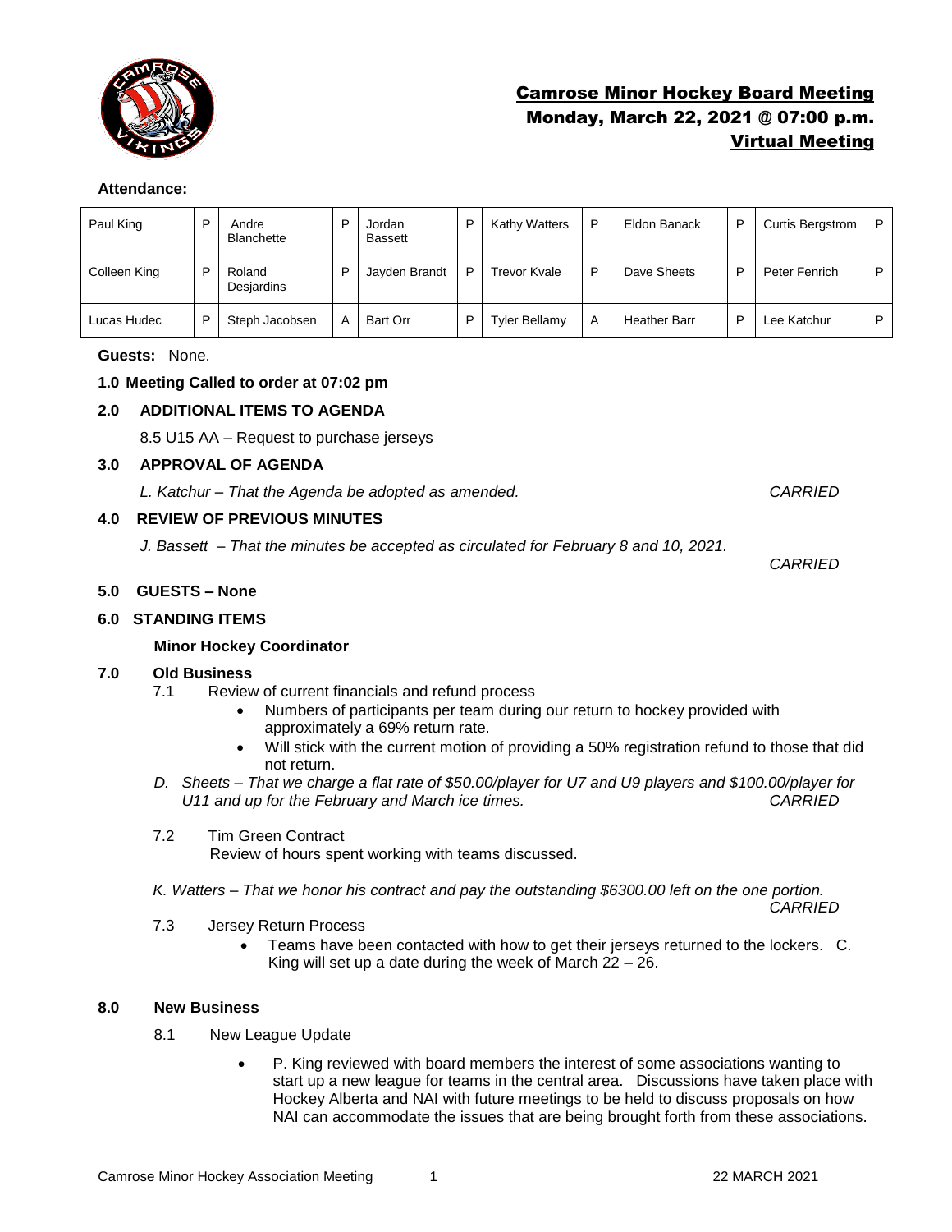# Camrose Minor Hockey Board Meeting
## Monday, March 22, 2021 @ 07:00 p.m.
## Virtual Meeting

**Attendance:**

| | | | | | | | | | | | |
|---|---|---|---|---|---|---|---|---|---|---|---|
| Paul King | P | Andre Blanchette | P | Jordan Bassett | P | Kathy Watters | P | Eldon Banack | P | Curtis Bergstrom | P |
| Colleen King | P | Roland Desjardins | P | Jayden Brandt | P | Trevor Kvale | P | Dave Sheets | P | Peter Fenrich | P |
| Lucas Hudec | P | Steph Jacobsen | A | Bart Orr | P | Tyler Bellamy | A | Heather Barr | P | Lee Katchur | P |

**Guests:** None.

**1.0 Meeting Called to order at 07:02 pm**

**2.0 ADDITIONAL ITEMS TO AGENDA**

8.5 U15 AA – Request to purchase jerseys

**3.0 APPROVAL OF AGENDA**

*L. Katchur – That the Agenda be adopted as amended.* *CARRIED*

**4.0 REVIEW OF PREVIOUS MINUTES**

*J. Bassett – That the minutes be accepted as circulated for February 8 and 10, 2021.*

*CARRIED*

**5.0 GUESTS – None**

**6.0 STANDING ITEMS**

**Minor Hockey Coordinator**

**7.0 Old Business**

7.1 Review of current financials and refund process

- Numbers of participants per team during our return to hockey provided with approximately a 69% return rate.
- Will stick with the current motion of providing a 50% registration refund to those that did not return.

*D. Sheets – That we charge a flat rate of $50.00/player for U7 and U9 players and $100.00/player for U11 and up for the February and March ice times.* *CARRIED*

7.2 Tim Green Contract

Review of hours spent working with teams discussed.

*K. Watters – That we honor his contract and pay the outstanding $6300.00 left on the one portion.*

*CARRIED*

7.3 Jersey Return Process

- Teams have been contacted with how to get their jerseys returned to the lockers. C. King will set up a date during the week of March 22 – 26.

**8.0 New Business**

8.1 New League Update

- P. King reviewed with board members the interest of some associations wanting to start up a new league for teams in the central area. Discussions have taken place with Hockey Alberta and NAI with future meetings to be held to discuss proposals on how NAI can accommodate the issues that are being brought forth from these associations.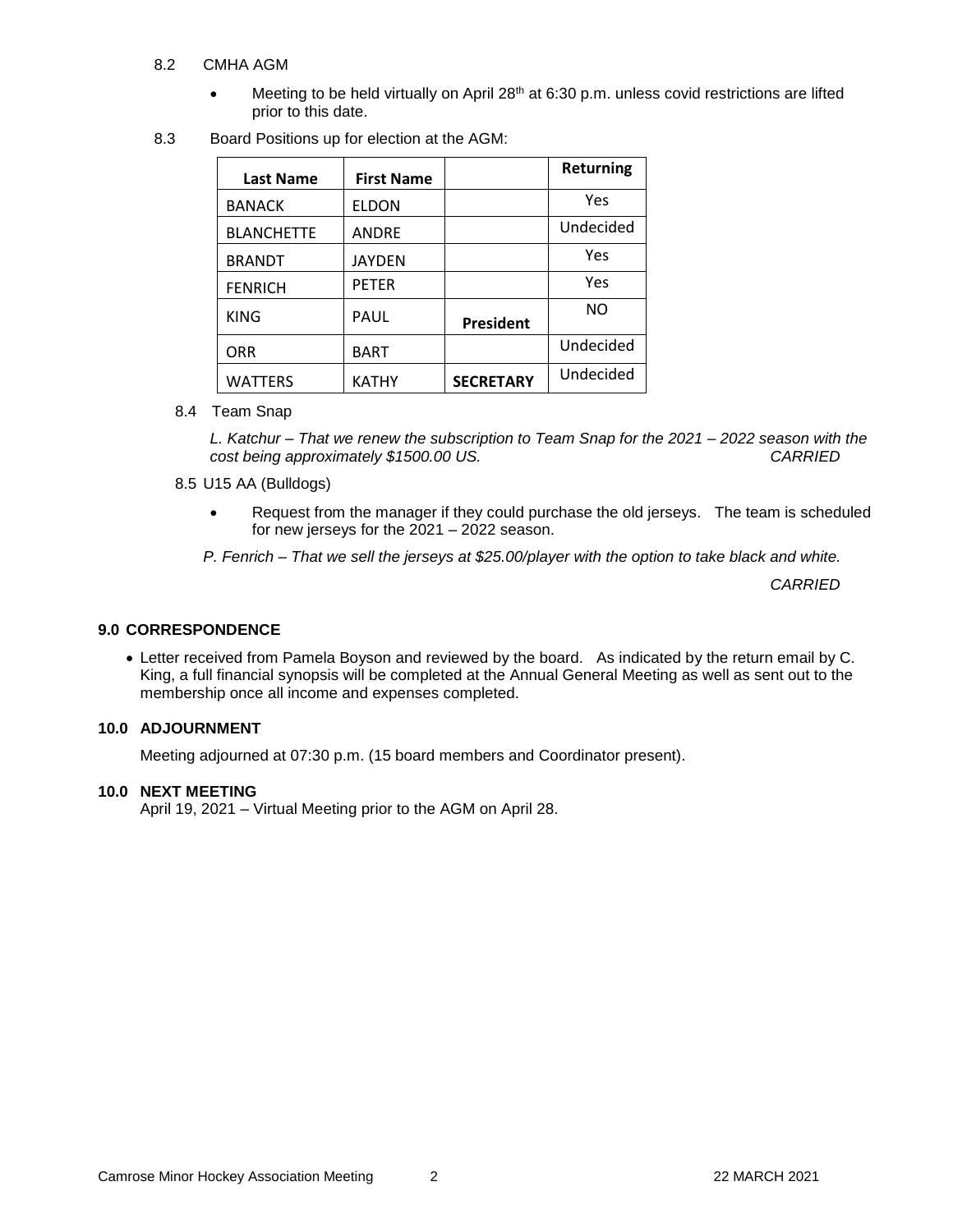8.2 CMHA AGM

- Meeting to be held virtually on April 28th at 6:30 p.m. unless covid restrictions are lifted prior to this date.

8.3 Board Positions up for election at the AGM:

| Last Name | First Name | | Returning |
|---|---|---|---|
| BANACK | ELDON | | Yes |
| BLANCHETTE | ANDRE | | Undecided |
| BRANDT | JAYDEN | | Yes |
| FENRICH | PETER | | Yes |
| KING | PAUL | **President** | NO |
| ORR | BART | | Undecided |
| WATTERS | KATHY | **SECRETARY** | Undecided |

8.4 Team Snap

*L. Katchur – That we renew the subscription to Team Snap for the 2021 – 2022 season with the cost being approximately $1500.00 US.* *CARRIED*

8.5 U15 AA (Bulldogs)

- Request from the manager if they could purchase the old jerseys. The team is scheduled for new jerseys for the 2021 – 2022 season.

*P. Fenrich – That we sell the jerseys at $25.00/player with the option to take black and white.*

*CARRIED*

## 9.0 CORRESPONDENCE

- Letter received from Pamela Boyson and reviewed by the board. As indicated by the return email by C. King, a full financial synopsis will be completed at the Annual General Meeting as well as sent out to the membership once all income and expenses completed.

## 10.0 ADJOURNMENT

Meeting adjourned at 07:30 p.m. (15 board members and Coordinator present).

## 10.0 NEXT MEETING

April 19, 2021 – Virtual Meeting prior to the AGM on April 28.